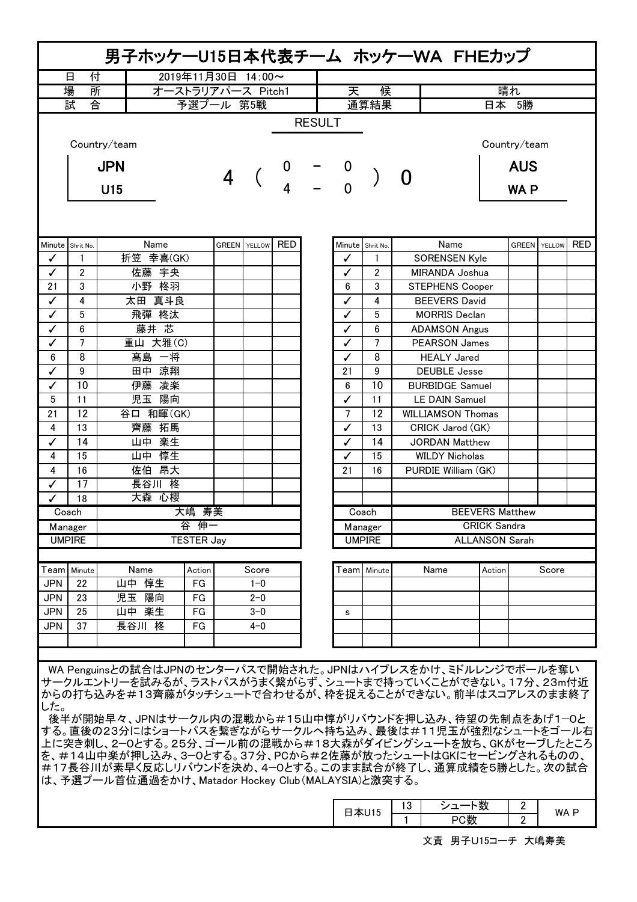# 男子ホッケーU15日本代表チーム ホッケーWA FHEカップ

| | | | |
|---|---|---|---|
| 日付 | 2019年11月30日 14:00〜 | | |
| 場所 | オーストラリアパース Pitch1 | 天候 | 晴れ |
| 試合 | 予選プール 第5戦 | 通算結果 | 日本 5勝 |

## RESULT

| Country/team | | | | Country/team |
|---|---|---|---|---|
| JPN U15 | 4 | ( 0 − 0 / 4 − 0 ) | 0 | AUS WA P |

| Minute | Shrit No. | Name | GREEN | YELLOW | RED |
|---|---|---|---|---|---|
| ✓ | 1 | 折笠 幸喜(GK) | | | |
| ✓ | 2 | 佐藤 宇央 | | | |
| 21 | 3 | 小野 柊羽 | | | |
| ✓ | 4 | 太田 真斗良 | | | |
| ✓ | 5 | 飛彈 柊汰 | | | |
| ✓ | 6 | 藤井 芯 | | | |
| ✓ | 7 | 重山 大雅(C) | | | |
| 6 | 8 | 髙島 一将 | | | |
| ✓ | 9 | 田中 涼翔 | | | |
| ✓ | 10 | 伊藤 凌楽 | | | |
| 5 | 11 | 児玉 陽向 | | | |
| 21 | 12 | 谷口 和暉(GK) | | | |
| 4 | 13 | 齊藤 拓馬 | | | |
| ✓ | 14 | 山中 楽生 | | | |
| 4 | 15 | 山中 惇生 | | | |
| 4 | 16 | 佐伯 昂大 | | | |
| ✓ | 17 | 長谷川 柊 | | | |
| ✓ | 18 | 大森 心櫻 | | | |
| Coach | | 大嶋 寿美 | | | |
| Manager | | 谷 伸一 | | | |
| UMPIRE | | TESTER Jay | | | |

| Minute | Shrit No. | Name | GREEN | YELLOW | RED |
|---|---|---|---|---|---|
| ✓ | 1 | SORENSEN Kyle | | | |
| ✓ | 2 | MIRANDA Joshua | | | |
| 6 | 3 | STEPHENS Cooper | | | |
| ✓ | 4 | BEEVERS David | | | |
| ✓ | 5 | MORRIS Declan | | | |
| ✓ | 6 | ADAMSON Angus | | | |
| ✓ | 7 | PEARSON James | | | |
| ✓ | 8 | HEALY Jared | | | |
| 21 | 9 | DEUBLE Jesse | | | |
| 6 | 10 | BURBIDGE Samuel | | | |
| ✓ | 11 | LE DAIN Samuel | | | |
| 7 | 12 | WILLIAMSON Thomas | | | |
| ✓ | 13 | CRICK Jarod (GK) | | | |
| ✓ | 14 | JORDAN Matthew | | | |
| ✓ | 15 | WILDY Nicholas | | | |
| 21 | 16 | PURDIE William (GK) | | | |
| | | | | | |
| | | | | | |
| Coach | | BEEVERS Matthew | | | |
| Manager | | CRICK Sandra | | | |
| UMPIRE | | ALLANSON Sarah | | | |

| Team | Minute | Name | Action | Score |
|---|---|---|---|---|
| JPN | 22 | 山中 惇生 | FG | 1−0 |
| JPN | 23 | 児玉 陽向 | FG | 2−0 |
| JPN | 25 | 山中 楽生 | FG | 3−0 |
| JPN | 37 | 長谷川 柊 | FG | 4−0 |

| Team | Minute | Name | Action | Score |
|---|---|---|---|---|
| | | | | |
| | | | | |
| s | | | | |
| | | | | |

WA Penguinsとの試合はJPNのセンターパスで開始された。JPNはハイプレスをかけ、ミドルレンジでボールを奪いサークルエントリーを試みるが、ラストパスがうまく繋がらず、シュートまで持っていくことができない。17分、23m付近からの打ち込みを＃13齊藤がタッチシュートで合わせるが、枠を捉えることができない。前半はスコアレスのまま終了した。

後半が開始早々、JPNはサークル内の混戦から＃15山中惇がリバウンドを押し込み、待望の先制点をあげ1−0とする。直後の23分にはショートパスを繋ぎながらサークルへ持ち込み、最後は＃11児玉が強烈なシュートをゴール右上に突き刺し、2−0とする。25分、ゴール前の混戦から＃18大森がダイビングシュートを放ち、GKがセーブしたところを、＃14山中楽が押し込み、3−0とする。37分、PCから＃2佐藤が放ったシュートはGKにセービングされるものの、＃17長谷川が素早く反応しリバウンドを決め、4−0とする。このまま試合が終了し、通算成績を5勝とした。次の試合は、予選プール首位通過をかけ、Matador Hockey Club（MALAYSIA）と激突する。

| | | | | |
|---|---|---|---|---|
| 日本U15 | 13 | シュート数 | 2 | WA P |
| | 1 | PC数 | 2 | |

文責 男子U15コーチ 大嶋寿美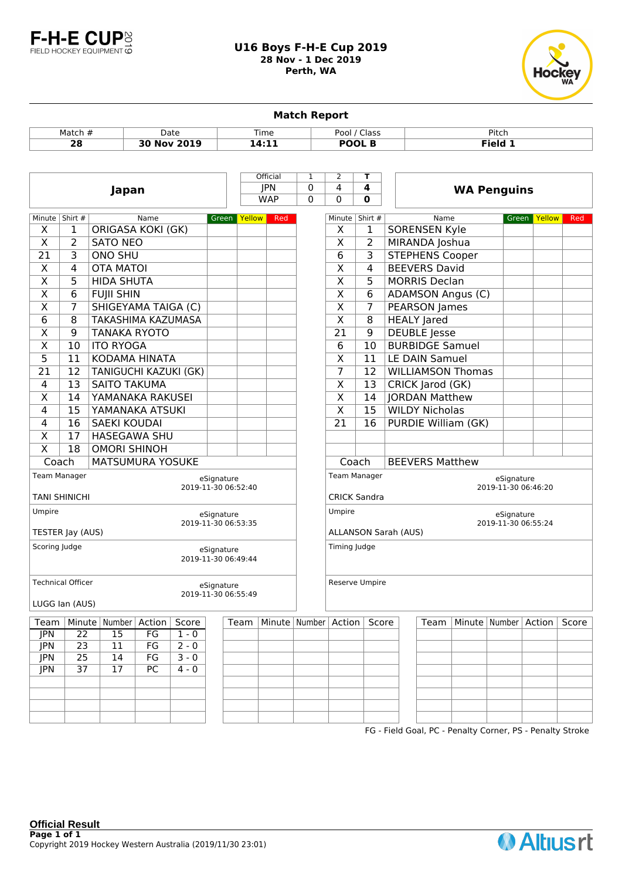# U16 Boys F-H-E Cup 2019

**28 Nov - 1 Dec 2019**
**Perth, WA**

## Match Report

| Match # | Date | Time | Pool / Class | Pitch |
|---|---|---|---|---|
| **28** | **30 Nov 2019** | **14:11** | **POOL B** | **Field 1** |

| Official | 1 | 2 | T |
|---|---|---|---|
| JPN | 0 | 4 | **4** |
| WAP | 0 | 0 | **0** |

### Japan

| Minute | Shirt # | Name | Green | Yellow | Red |
|---|---|---|---|---|---|
| X | 1 | ORIGASA KOKI (GK) | | | |
| X | 2 | SATO NEO | | | |
| 21 | 3 | ONO SHU | | | |
| X | 4 | OTA MATOI | | | |
| X | 5 | HIDA SHUTA | | | |
| X | 6 | FUJII SHIN | | | |
| X | 7 | SHIGEYAMA TAIGA (C) | | | |
| 6 | 8 | TAKASHIMA KAZUMASA | | | |
| X | 9 | TANAKA RYOTO | | | |
| X | 10 | ITO RYOGA | | | |
| 5 | 11 | KODAMA HINATA | | | |
| 21 | 12 | TANIGUCHI KAZUKI (GK) | | | |
| 4 | 13 | SAITO TAKUMA | | | |
| X | 14 | YAMANAKA RAKUSEI | | | |
| 4 | 15 | YAMANAKA ATSUKI | | | |
| 4 | 16 | SAEKI KOUDAI | | | |
| X | 17 | HASEGAWA SHU | | | |
| X | 18 | OMORI SHINOH | | | |
| Coach | | MATSUMURA YOSUKE | | | |

Team Manager: TANI SHINICHI — eSignature 2019-11-30 06:52:40

Umpire: TESTER Jay (AUS) — eSignature 2019-11-30 06:53:35

Scoring Judge — eSignature 2019-11-30 06:49:44

Technical Officer: LUGG Ian (AUS) — eSignature 2019-11-30 06:55:49

### WA Penguins

| Minute | Shirt # | Name | Green | Yellow | Red |
|---|---|---|---|---|---|
| X | 1 | SORENSEN Kyle | | | |
| X | 2 | MIRANDA Joshua | | | |
| 6 | 3 | STEPHENS Cooper | | | |
| X | 4 | BEEVERS David | | | |
| X | 5 | MORRIS Declan | | | |
| X | 6 | ADAMSON Angus (C) | | | |
| X | 7 | PEARSON James | | | |
| X | 8 | HEALY Jared | | | |
| 21 | 9 | DEUBLE Jesse | | | |
| 6 | 10 | BURBIDGE Samuel | | | |
| X | 11 | LE DAIN Samuel | | | |
| 7 | 12 | WILLIAMSON Thomas | | | |
| X | 13 | CRICK Jarod (GK) | | | |
| X | 14 | JORDAN Matthew | | | |
| X | 15 | WILDY Nicholas | | | |
| 21 | 16 | PURDIE William (GK) | | | |
| | | | | | |
| | | | | | |
| Coach | | BEEVERS Matthew | | | |

Team Manager: CRICK Sandra — eSignature 2019-11-30 06:46:20

Umpire: ALLANSON Sarah (AUS) — eSignature 2019-11-30 06:55:24

Timing Judge

Reserve Umpire

### Scoring

| Team | Minute | Number | Action | Score |
|---|---|---|---|---|
| JPN | 22 | 15 | FG | 1 - 0 |
| JPN | 23 | 11 | FG | 2 - 0 |
| JPN | 25 | 14 | FG | 3 - 0 |
| JPN | 37 | 17 | PC | 4 - 0 |

FG - Field Goal, PC - Penalty Corner, PS - Penalty Stroke

**Official Result**

Copyright 2019 Hockey Western Australia (2019/11/30 23:01)